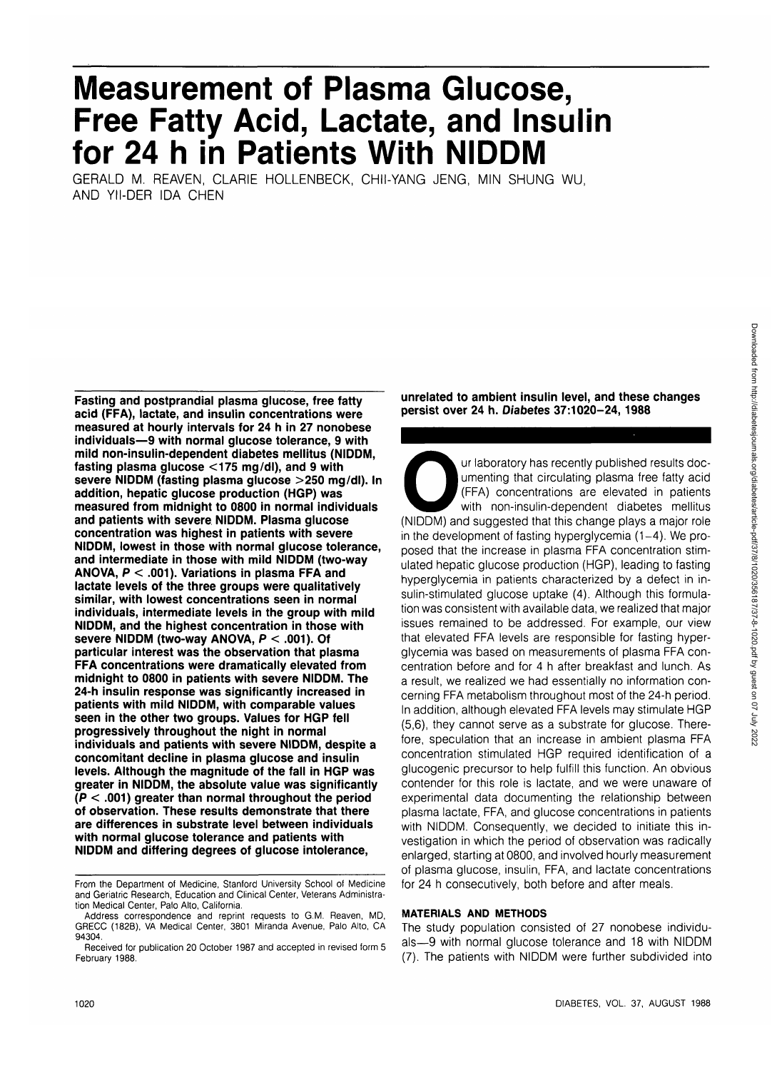# Measurement of Plasma Glucose, Free Fatty Acid, Lactate, and Insulin for 24 h in Patients With NIDDM

GERALD M. REAVEN, CLARIE HOLLENBECK, CHII-YANG JENG, MIN SHUNG WU, AND YII-DER IDA CHEN

**Fasting and postprandial plasma glucose, free fatty acid (FFA), lactate, and insulin concentrations were measured at hourly intervals for 24 h in 27 nonobese individuals—9 with normal glucose tolerance, 9 with mild non-insulin-dependent diabetes mellitus (NIDDM, fasting plasma glucose <175 mg/dl), and 9 with severe NIDDM (fasting plasma glucose >250 mg/dl). In addition, hepatic glucose production (HGP) was measured from midnight to 0800 in normal individuals and patients with severe NIDDM. Plasma glucose concentration was highest in patients with severe NIDDM, lowest in those with normal glucose tolerance, and intermediate in those with mild NIDDM (two-way ANOVA, $P < .001$). Variations in plasma FFA and lactate levels of the three groups were qualitatively similar, with lowest concentrations seen in normal individuals, intermediate levels in the group with mild NIDDM, and the highest concentration in those with severe NIDDM (two-way ANOVA, $P < .001$). Of particular interest was the observation that plasma FFA concentrations were dramatically elevated from midnight to 0800 in patients with severe NIDDM. The 24-h insulin response was significantly increased in patients with mild NIDDM, with comparable values seen in the other two groups. Values for HGP fell progressively throughout the night in normal individuals and patients with severe NIDDM, despite a concomitant decline in plasma glucose and insulin levels. Although the magnitude of the fall in HGP was greater in NIDDM, the absolute value was significantly ($P < .001$) greater than normal throughout the period of observation. These results demonstrate that there are differences in substrate level between individuals with normal glucose tolerance and patients with NIDDM and differing degrees of glucose intolerance, unrelated to ambient insulin level, and these changes persist over 24 h.** *Diabetes* 37:1020–24, 1988

From the Department of Medicine, Stanford University School of Medicine and Geriatric Research, Education and Clinical Center, Veterans Administration Medical Center, Palo Alto, California.

Address correspondence and reprint requests to G.M. Reaven, MD, GRECC (182B), VA Medical Center, 3801 Miranda Avenue, Palo Alto, CA 94304.

Received for publication 20 October 1987 and accepted in revised form 5 February 1988.

Our laboratory has recently published results documenting that circulating plasma free fatty acid (FFA) concentrations are elevated in patients with non-insulin-dependent diabetes mellitus (NIDDM) and suggested that this change plays a major role in the development of fasting hyperglycemia (1–4). We proposed that the increase in plasma FFA concentration stimulated hepatic glucose production (HGP), leading to fasting hyperglycemia in patients characterized by a defect in insulin-stimulated glucose uptake (4). Although this formulation was consistent with available data, we realized that major issues remained to be addressed. For example, our view that elevated FFA levels are responsible for fasting hyperglycemia was based on measurements of plasma FFA concentration before and for 4 h after breakfast and lunch. As a result, we realized we had essentially no information concerning FFA metabolism throughout most of the 24-h period. In addition, although elevated FFA levels may stimulate HGP (5,6), they cannot serve as a substrate for glucose. Therefore, speculation that an increase in ambient plasma FFA concentration stimulated HGP required identification of a glucogenic precursor to help fulfill this function. An obvious contender for this role is lactate, and we were unaware of experimental data documenting the relationship between plasma lactate, FFA, and glucose concentrations in patients with NIDDM. Consequently, we decided to initiate this investigation in which the period of observation was radically enlarged, starting at 0800, and involved hourly measurement of plasma glucose, insulin, FFA, and lactate concentrations for 24 h consecutively, both before and after meals.

## MATERIALS AND METHODS

The study population consisted of 27 nonobese individuals—9 with normal glucose tolerance and 18 with NIDDM (7). The patients with NIDDM were further subdivided into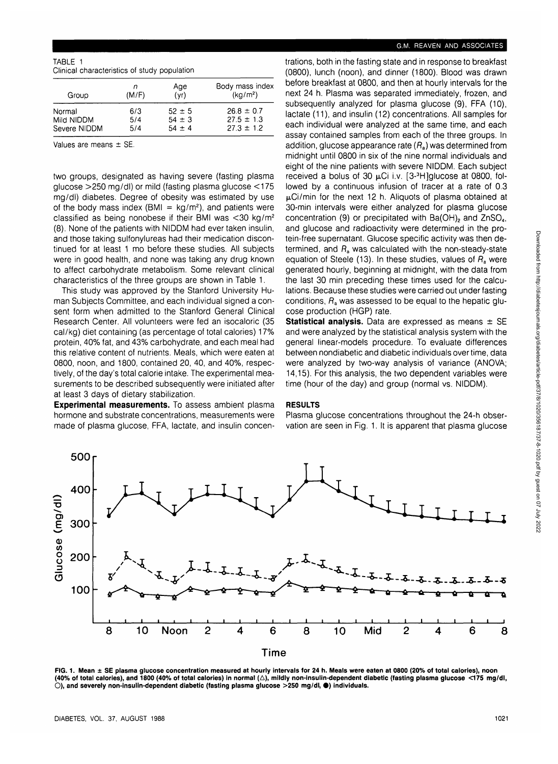TABLE 1
Clinical characteristics of study population

| Group | n (M/F) | Age (yr) | Body mass index (kg/m²) |
|---|---|---|---|
| Normal | 6/3 | 52 ± 5 | 26.8 ± 0.7 |
| Mild NIDDM | 5/4 | 54 ± 3 | 27.5 ± 1.3 |
| Severe NIDDM | 5/4 | 54 ± 4 | 27.3 ± 1.2 |

Values are means ± SE.

two groups, designated as having severe (fasting plasma glucose >250 mg/dl) or mild (fasting plasma glucose <175 mg/dl) diabetes. Degree of obesity was estimated by use of the body mass index (BMI = kg/m²), and patients were classified as being nonobese if their BMI was <30 kg/m² (8). None of the patients with NIDDM had ever taken insulin, and those taking sulfonylureas had their medication discontinued for at least 1 mo before these studies. All subjects were in good health, and none was taking any drug known to affect carbohydrate metabolism. Some relevant clinical characteristics of the three groups are shown in Table 1.

This study was approved by the Stanford University Human Subjects Committee, and each individual signed a consent form when admitted to the Stanford General Clinical Research Center. All volunteers were fed an isocaloric (35 cal/kg) diet containing (as percentage of total calories) 17% protein, 40% fat, and 43% carbohydrate, and each meal had this relative content of nutrients. Meals, which were eaten at 0800, noon, and 1800, contained 20, 40, and 40%, respectively, of the day's total calorie intake. The experimental measurements to be described subsequently were initiated after at least 3 days of dietary stabilization.

**Experimental measurements.** To assess ambient plasma hormone and substrate concentrations, measurements were made of plasma glucose, FFA, lactate, and insulin concentrations, both in the fasting state and in response to breakfast (0800), lunch (noon), and dinner (1800). Blood was drawn before breakfast at 0800, and then at hourly intervals for the next 24 h. Plasma was separated immediately, frozen, and subsequently analyzed for plasma glucose (9), FFA (10), lactate (11), and insulin (12) concentrations. All samples for each individual were analyzed at the same time, and each assay contained samples from each of the three groups. In addition, glucose appearance rate ($R_a$) was determined from midnight until 0800 in six of the nine normal individuals and eight of the nine patients with severe NIDDM. Each subject received a bolus of 30 μCi i.v. [3-³H]glucose at 0800, followed by a continuous infusion of tracer at a rate of 0.3 μCi/min for the next 12 h. Aliquots of plasma obtained at 30-min intervals were either analyzed for plasma glucose concentration (9) or precipitated with $Ba(OH)_2$ and $ZnSO_4$, and glucose and radioactivity were determined in the protein-free supernatant. Glucose specific activity was then determined, and $R_a$ was calculated with the non-steady-state equation of Steele (13). In these studies, values of $R_a$ were generated hourly, beginning at midnight, with the data from the last 30 min preceding these times used for the calculations. Because these studies were carried out under fasting conditions, $R_a$ was assessed to be equal to the hepatic glucose production (HGP) rate.

**Statistical analysis.** Data are expressed as means ± SE and were analyzed by the statistical analysis system with the general linear-models procedure. To evaluate differences between nondiabetic and diabetic individuals over time, data were analyzed by two-way analysis of variance (ANOVA; 14,15). For this analysis, the two dependent variables were time (hour of the day) and group (normal vs. NIDDM).

## RESULTS

Plasma glucose concentrations throughout the 24-h observation are seen in Fig. 1. It is apparent that plasma glucose

Glucose (mg/dl)
500
400
300
200
100
8 10 Noon 2 4 6 8 10 Mid 2 4 6 8
Time

FIG. 1. Mean ± SE plasma glucose concentration measured at hourly intervals for 24 h. Meals were eaten at 0800 (20% of total calories), noon (40% of total calories), and 1800 (40% of total calories) in normal (△), mildly non-insulin-dependent diabetic (fasting plasma glucose <175 mg/dl, ○), and severely non-insulin-dependent diabetic (fasting plasma glucose >250 mg/dl, ●) individuals.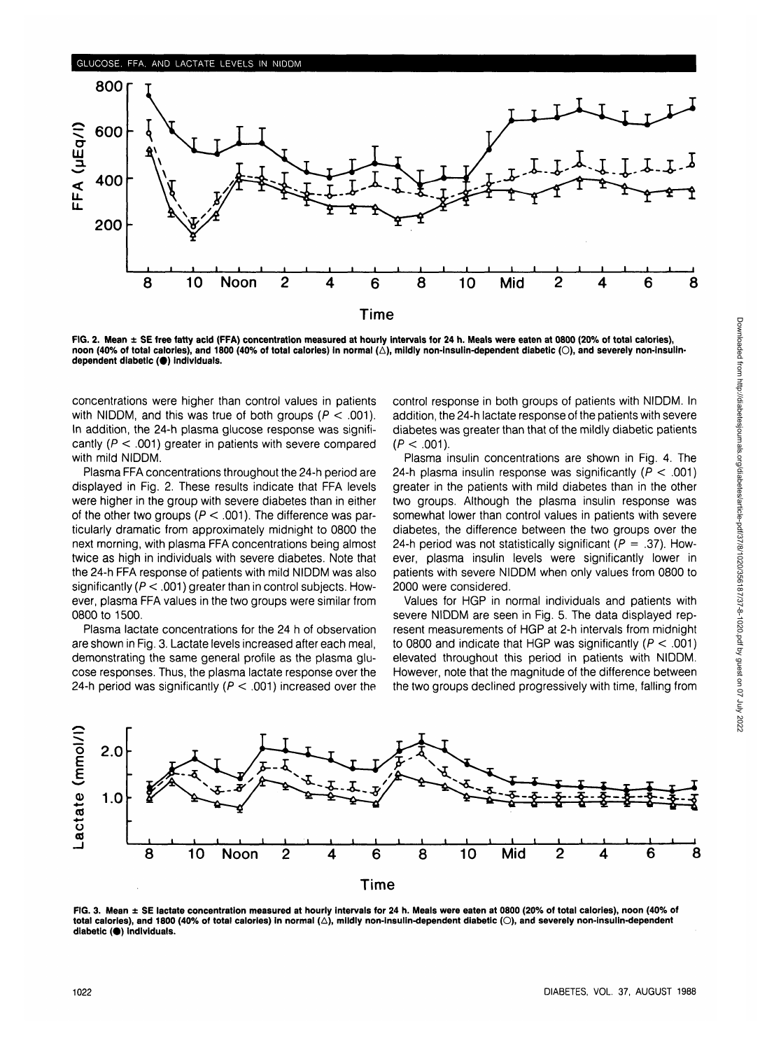FFA (μEq/l)

800

600

400

200

8 10 Noon 2 4 6 8 10 Mid 2 4 6 8

Time

**FIG. 2. Mean ± SE free fatty acid (FFA) concentration measured at hourly intervals for 24 h. Meals were eaten at 0800 (20% of total calories), noon (40% of total calories), and 1800 (40% of total calories) in normal (△), mildly non-insulin-dependent diabetic (○), and severely non-insulin-dependent diabetic (●) individuals.**

concentrations were higher than control values in patients with NIDDM, and this was true of both groups ($P < .001$). In addition, the 24-h plasma glucose response was significantly ($P < .001$) greater in patients with severe compared with mild NIDDM.

Plasma FFA concentrations throughout the 24-h period are displayed in Fig. 2. These results indicate that FFA levels were higher in the group with severe diabetes than in either of the other two groups ($P < .001$). The difference was particularly dramatic from approximately midnight to 0800 the next morning, with plasma FFA concentrations being almost twice as high in individuals with severe diabetes. Note that the 24-h FFA response of patients with mild NIDDM was also significantly ($P < .001$) greater than in control subjects. However, plasma FFA values in the two groups were similar from 0800 to 1500.

Plasma lactate concentrations for the 24 h of observation are shown in Fig. 3. Lactate levels increased after each meal, demonstrating the same general profile as the plasma glucose responses. Thus, the plasma lactate response over the 24-h period was significantly ($P < .001$) increased over the control response in both groups of patients with NIDDM. In addition, the 24-h lactate response of the patients with severe diabetes was greater than that of the mildly diabetic patients ($P < .001$).

Plasma insulin concentrations are shown in Fig. 4. The 24-h plasma insulin response was significantly ($P < .001$) greater in the patients with mild diabetes than in the other two groups. Although the plasma insulin response was somewhat lower than control values in patients with severe diabetes, the difference between the two groups over the 24-h period was not statistically significant ($P = .37$). However, plasma insulin levels were significantly lower in patients with severe NIDDM when only values from 0800 to 2000 were considered.

Values for HGP in normal individuals and patients with severe NIDDM are seen in Fig. 5. The data displayed represent measurements of HGP at 2-h intervals from midnight to 0800 and indicate that HGP was significantly ($P < .001$) elevated throughout this period in patients with NIDDM. However, note that the magnitude of the difference between the two groups declined progressively with time, falling from

Lactate (mmol/l)

2.0

1.0

8 10 Noon 2 4 6 8 10 Mid 2 4 6 8

Time

**FIG. 3. Mean ± SE lactate concentration measured at hourly intervals for 24 h. Meals were eaten at 0800 (20% of total calories), noon (40% of total calories), and 1800 (40% of total calories) in normal (△), mildly non-insulin-dependent diabetic (○), and severely non-insulin-dependent diabetic (●) individuals.**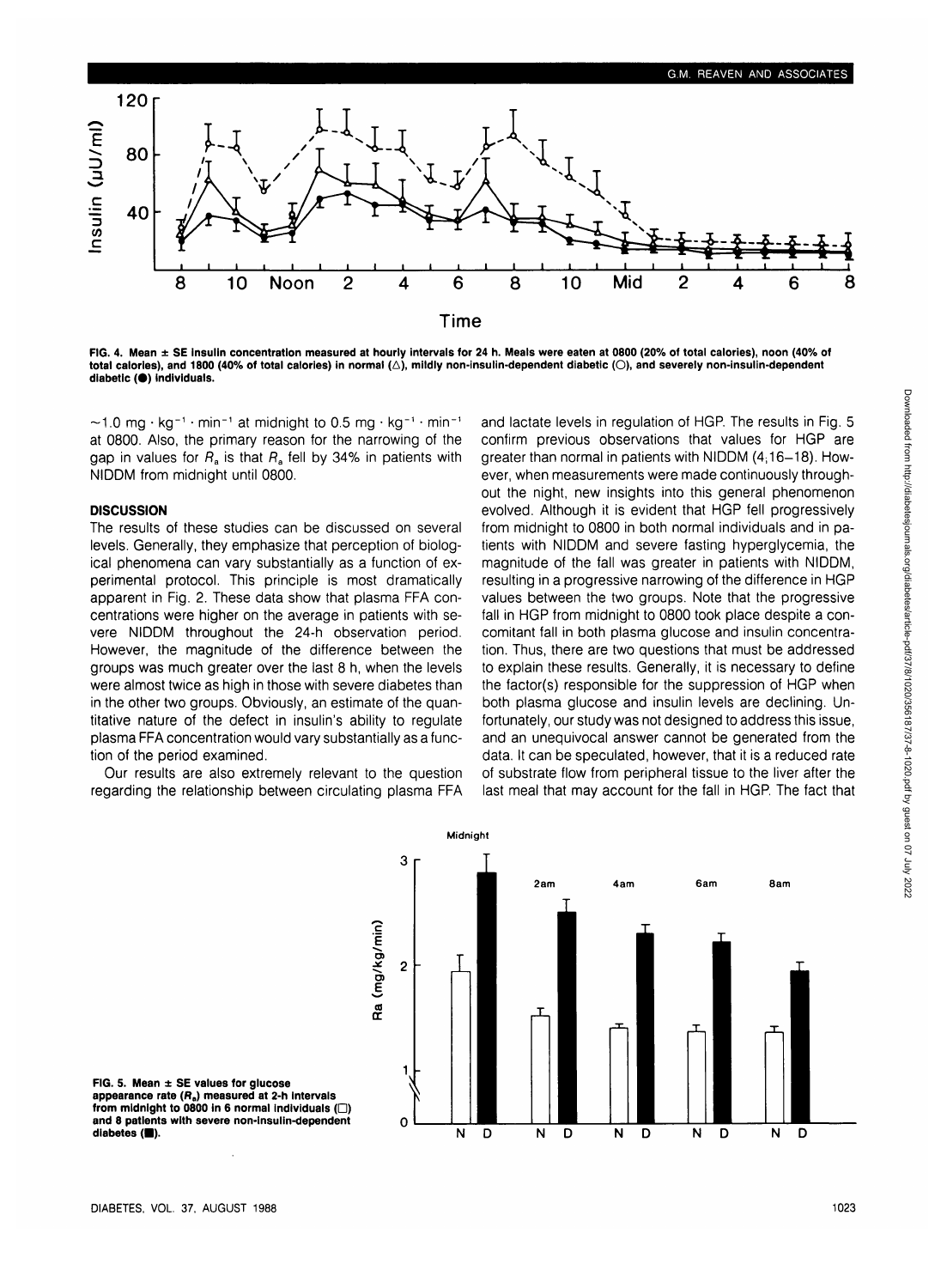120

80

40

Insulin (μU/ml)

8 10 Noon 2 4 6 8 10 Mid 2 4 6 8

Time

**FIG. 4. Mean ± SE insulin concentration measured at hourly intervals for 24 h. Meals were eaten at 0800 (20% of total calories), noon (40% of total calories), and 1800 (40% of total calories) in normal (△), mildly non-insulin-dependent diabetic (○), and severely non-insulin-dependent diabetic (●) individuals.**

~1.0 mg · kg$^{-1}$ · min$^{-1}$ at midnight to 0.5 mg · kg$^{-1}$ · min$^{-1}$ at 0800. Also, the primary reason for the narrowing of the gap in values for $R_a$ is that $R_a$ fell by 34% in patients with NIDDM from midnight until 0800.

## DISCUSSION

The results of these studies can be discussed on several levels. Generally, they emphasize that perception of biological phenomena can vary substantially as a function of experimental protocol. This principle is most dramatically apparent in Fig. 2. These data show that plasma FFA concentrations were higher on the average in patients with severe NIDDM throughout the 24-h observation period. However, the magnitude of the difference between the groups was much greater over the last 8 h, when the levels were almost twice as high in those with severe diabetes than in the other two groups. Obviously, an estimate of the quantitative nature of the defect in insulin's ability to regulate plasma FFA concentration would vary substantially as a function of the period examined.

Our results are also extremely relevant to the question regarding the relationship between circulating plasma FFA and lactate levels in regulation of HGP. The results in Fig. 5 confirm previous observations that values for HGP are greater than normal in patients with NIDDM (4,16–18). However, when measurements were made continuously throughout the night, new insights into this general phenomenon evolved. Although it is evident that HGP fell progressively from midnight to 0800 in both normal individuals and in patients with NIDDM and severe fasting hyperglycemia, the magnitude of the fall was greater in patients with NIDDM, resulting in a progressive narrowing of the difference in HGP values between the two groups. Note that the progressive fall in HGP from midnight to 0800 took place despite a concomitant fall in both plasma glucose and insulin concentration. Thus, there are two questions that must be addressed to explain these results. Generally, it is necessary to define the factor(s) responsible for the suppression of HGP when both plasma glucose and insulin levels are declining. Unfortunately, our study was not designed to address this issue, and an unequivocal answer cannot be generated from the data. It can be speculated, however, that it is a reduced rate of substrate flow from peripheral tissue to the liver after the last meal that may account for the fall in HGP. The fact that

Midnight

2am 4am 6am 8am

3

2

1

0

Ra (mg/kg/min)

N D N D N D N D N D

**FIG. 5. Mean ± SE values for glucose appearance rate ($R_a$) measured at 2-h intervals from midnight to 0800 in 6 normal individuals (□) and 8 patients with severe non-insulin-dependent diabetes (■).**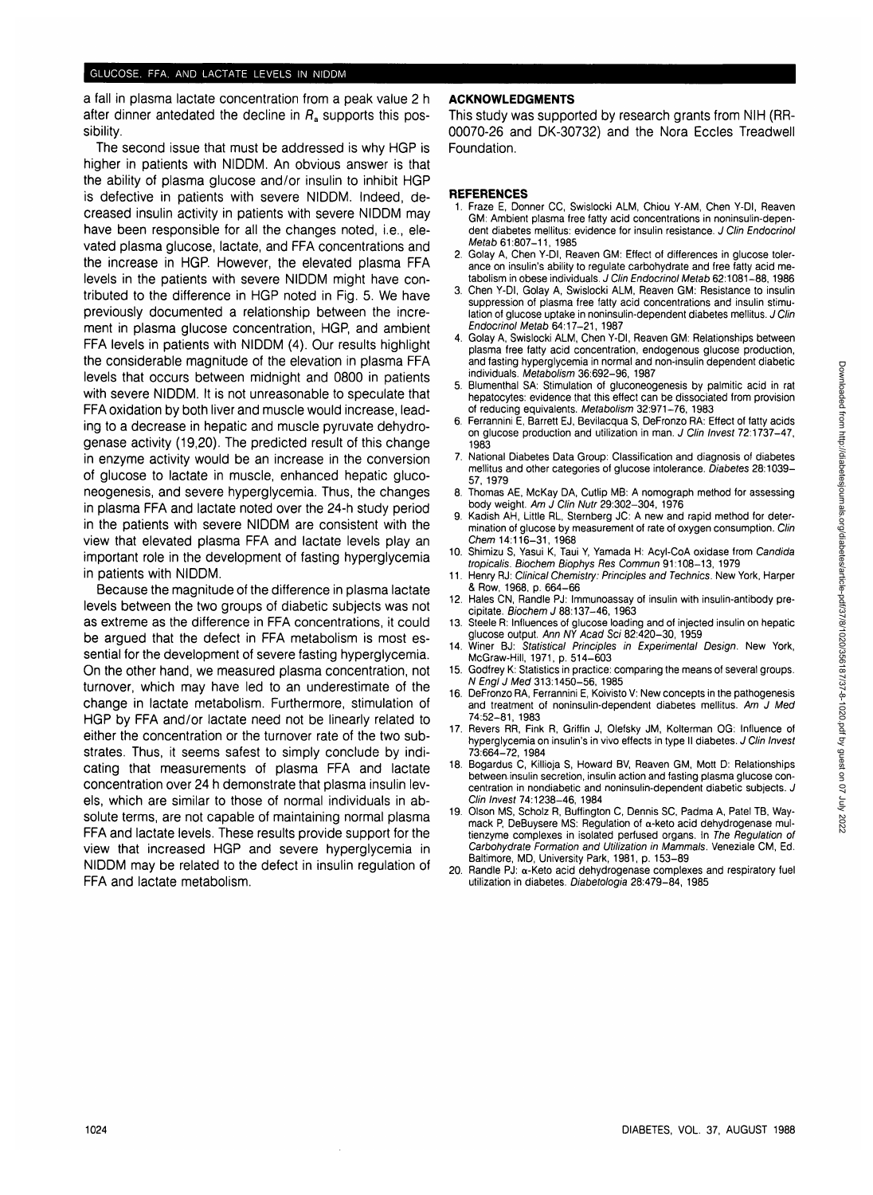a fall in plasma lactate concentration from a peak value 2 h after dinner antedated the decline in $R_a$ supports this possibility.

The second issue that must be addressed is why HGP is higher in patients with NIDDM. An obvious answer is that the ability of plasma glucose and/or insulin to inhibit HGP is defective in patients with severe NIDDM. Indeed, decreased insulin activity in patients with severe NIDDM may have been responsible for all the changes noted, i.e., elevated plasma glucose, lactate, and FFA concentrations and the increase in HGP. However, the elevated plasma FFA levels in the patients with severe NIDDM might have contributed to the difference in HGP noted in Fig. 5. We have previously documented a relationship between the increment in plasma glucose concentration, HGP, and ambient FFA levels in patients with NIDDM (4). Our results highlight the considerable magnitude of the elevation in plasma FFA levels that occurs between midnight and 0800 in patients with severe NIDDM. It is not unreasonable to speculate that FFA oxidation by both liver and muscle would increase, leading to a decrease in hepatic and muscle pyruvate dehydrogenase activity (19,20). The predicted result of this change in enzyme activity would be an increase in the conversion of glucose to lactate in muscle, enhanced hepatic gluconeogenesis, and severe hyperglycemia. Thus, the changes in plasma FFA and lactate noted over the 24-h study period in the patients with severe NIDDM are consistent with the view that elevated plasma FFA and lactate levels play an important role in the development of fasting hyperglycemia in patients with NIDDM.

Because the magnitude of the difference in plasma lactate levels between the two groups of diabetic subjects was not as extreme as the difference in FFA concentrations, it could be argued that the defect in FFA metabolism is most essential for the development of severe fasting hyperglycemia. On the other hand, we measured plasma concentration, not turnover, which may have led to an underestimate of the change in lactate metabolism. Furthermore, stimulation of HGP by FFA and/or lactate need not be linearly related to either the concentration or the turnover rate of the two substrates. Thus, it seems safest to simply conclude by indicating that measurements of plasma FFA and lactate concentration over 24 h demonstrate that plasma insulin levels, which are similar to those of normal individuals in absolute terms, are not capable of maintaining normal plasma FFA and lactate levels. These results provide support for the view that increased HGP and severe hyperglycemia in NIDDM may be related to the defect in insulin regulation of FFA and lactate metabolism.

## ACKNOWLEDGMENTS

This study was supported by research grants from NIH (RR-00070-26 and DK-30732) and the Nora Eccles Treadwell Foundation.

## REFERENCES

1. Fraze E, Donner CC, Swislocki ALM, Chiou Y-AM, Chen Y-DI, Reaven GM: Ambient plasma free fatty acid concentrations in noninsulin-dependent diabetes mellitus: evidence for insulin resistance. *J Clin Endocrinol Metab* 61:807–11, 1985
2. Golay A, Chen Y-DI, Reaven GM: Effect of differences in glucose tolerance on insulin's ability to regulate carbohydrate and free fatty acid metabolism in obese individuals. *J Clin Endocrinol Metab* 62:1081–88, 1986
3. Chen Y-DI, Golay A, Swislocki ALM, Reaven GM: Resistance to insulin suppression of plasma free fatty acid concentrations and insulin stimulation of glucose uptake in noninsulin-dependent diabetes mellitus. *J Clin Endocrinol Metab* 64:17–21, 1987
4. Golay A, Swislocki ALM, Chen Y-DI, Reaven GM: Relationships between plasma free fatty acid concentration, endogenous glucose production, and fasting hyperglycemia in normal and non-insulin dependent diabetic individuals. *Metabolism* 36:692–96, 1987
5. Blumenthal SA: Stimulation of gluconeogenesis by palmitic acid in rat hepatocytes: evidence that this effect can be dissociated from provision of reducing equivalents. *Metabolism* 32:971–76, 1983
6. Ferrannini E, Barrett EJ, Bevilacqua S, DeFronzo RA: Effect of fatty acids on glucose production and utilization in man. *J Clin Invest* 72:1737–47, 1983
7. National Diabetes Data Group: Classification and diagnosis of diabetes mellitus and other categories of glucose intolerance. *Diabetes* 28:1039–57, 1979
8. Thomas AE, McKay DA, Cutlip MB: A nomograph method for assessing body weight. *Am J Clin Nutr* 29:302–304, 1976
9. Kadish AH, Little RL, Sternberg JC: A new and rapid method for determination of glucose by measurement of rate of oxygen consumption. *Clin Chem* 14:116–31, 1968
10. Shimizu S, Yasui K, Taui Y, Yamada H: Acyl-CoA oxidase from *Candida tropicalis*. *Biochem Biophys Res Commun* 91:108–13, 1979
11. Henry RJ: *Clinical Chemistry: Principles and Technics*. New York, Harper & Row, 1968, p. 664–66
12. Hales CN, Randle PJ: Immunoassay of insulin with insulin-antibody precipitate. *Biochem J* 88:137–46, 1963
13. Steele R: Influences of glucose loading and of injected insulin on hepatic glucose output. *Ann NY Acad Sci* 82:420–30, 1959
14. Winer BJ: *Statistical Principles in Experimental Design*. New York, McGraw-Hill, 1971, p. 514–603
15. Godfrey K: Statistics in practice: comparing the means of several groups. *N Engl J Med* 313:1450–56, 1985
16. DeFronzo RA, Ferrannini E, Koivisto V: New concepts in the pathogenesis and treatment of noninsulin-dependent diabetes mellitus. *Am J Med* 74:52–81, 1983
17. Revers RR, Fink R, Griffin J, Olefsky JM, Kolterman OG: Influence of hyperglycemia on insulin's in vivo effects in type II diabetes. *J Clin Invest* 73:664–72, 1984
18. Bogardus C, Killioja S, Howard BV, Reaven GM, Mott D: Relationships between insulin secretion, insulin action and fasting plasma glucose concentration in nondiabetic and noninsulin-dependent diabetic subjects. *J Clin Invest* 74:1238–46, 1984
19. Olson MS, Scholz R, Buffington C, Dennis SC, Padma A, Patel TB, Waymack P, DeBuysere MS: Regulation of α-keto acid dehydrogenase multienzyme complexes in isolated perfused organs. In *The Regulation of Carbohydrate Formation and Utilization in Mammals*. Veneziale CM, Ed. Baltimore, MD, University Park, 1981, p. 153–89
20. Randle PJ: α-Keto acid dehydrogenase complexes and respiratory fuel utilization in diabetes. *Diabetologia* 28:479–84, 1985